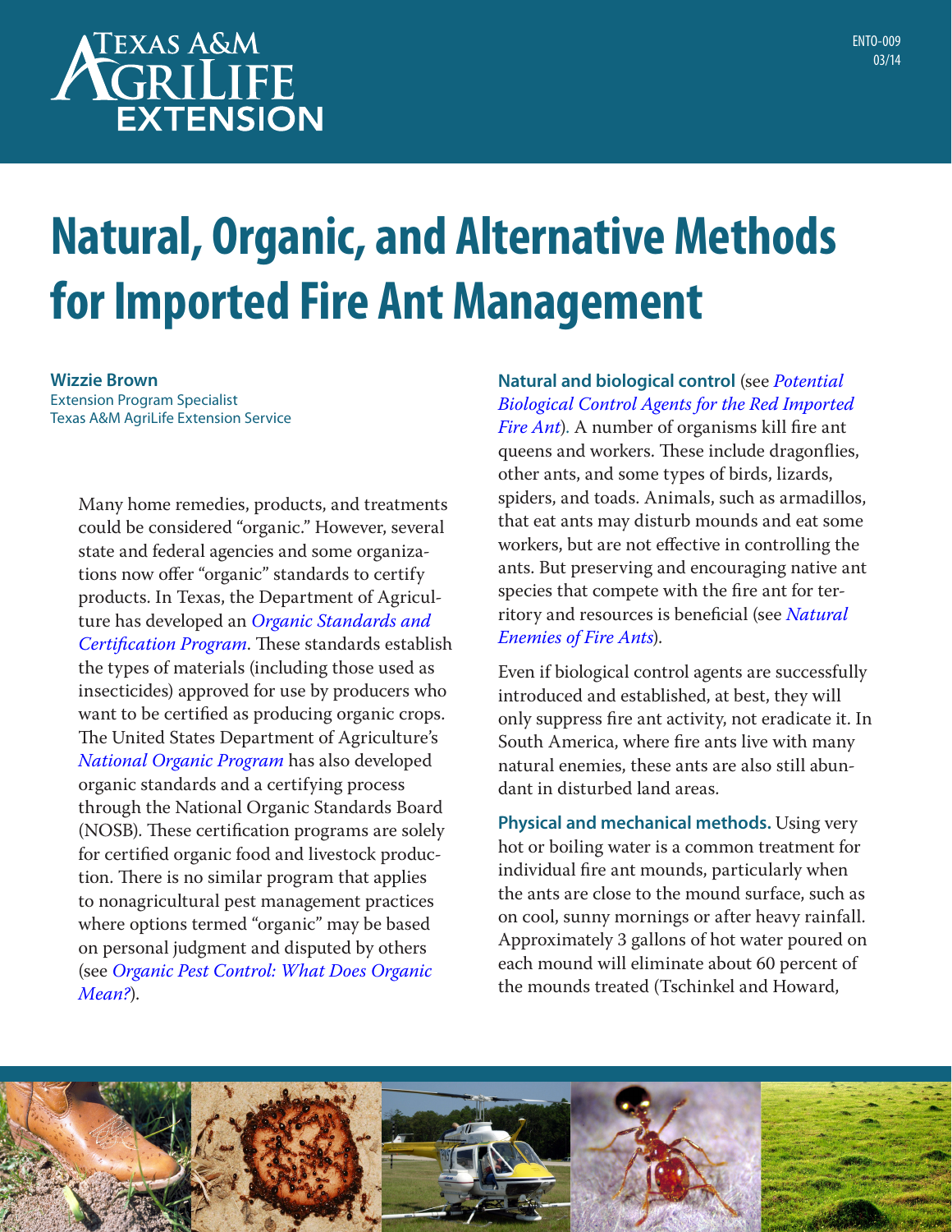ENTO-009
03/14

# Natural, Organic, and Alternative Methods for Imported Fire Ant Management

**Wizzie Brown**
Extension Program Specialist
Texas A&M AgriLife Extension Service

Many home remedies, products, and treatments could be considered "organic." However, several state and federal agencies and some organizations now offer "organic" standards to certify products. In Texas, the Department of Agriculture has developed an *Organic Standards and Certification Program*. These standards establish the types of materials (including those used as insecticides) approved for use by producers who want to be certified as producing organic crops. The United States Department of Agriculture's *National Organic Program* has also developed organic standards and a certifying process through the National Organic Standards Board (NOSB). These certification programs are solely for certified organic food and livestock production. There is no similar program that applies to nonagricultural pest management practices where options termed "organic" may be based on personal judgment and disputed by others (see *Organic Pest Control: What Does Organic Mean?*).

**Natural and biological control** (see *Potential Biological Control Agents for the Red Imported Fire Ant*). A number of organisms kill fire ant queens and workers. These include dragonflies, other ants, and some types of birds, lizards, spiders, and toads. Animals, such as armadillos, that eat ants may disturb mounds and eat some workers, but are not effective in controlling the ants. But preserving and encouraging native ant species that compete with the fire ant for territory and resources is beneficial (see *Natural Enemies of Fire Ants*).

Even if biological control agents are successfully introduced and established, at best, they will only suppress fire ant activity, not eradicate it. In South America, where fire ants live with many natural enemies, these ants are also still abundant in disturbed land areas.

**Physical and mechanical methods.** Using very hot or boiling water is a common treatment for individual fire ant mounds, particularly when the ants are close to the mound surface, such as on cool, sunny mornings or after heavy rainfall. Approximately 3 gallons of hot water poured on each mound will eliminate about 60 percent of the mounds treated (Tschinkel and Howard,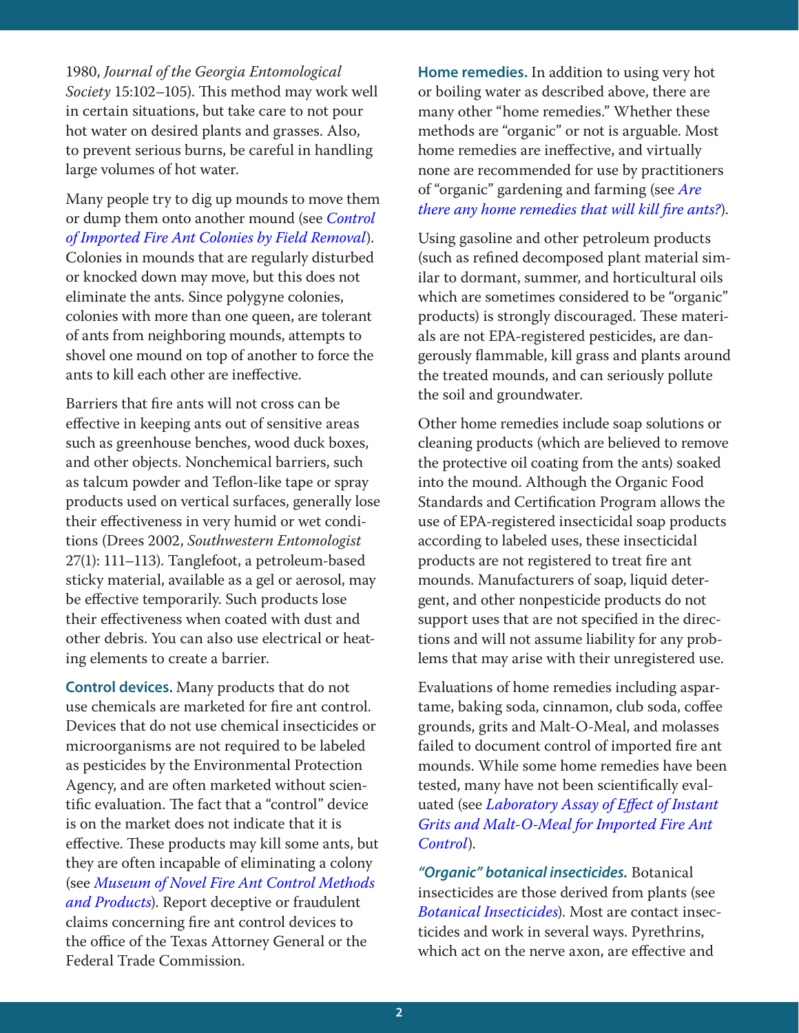1980, *Journal of the Georgia Entomological Society* 15:102–105). This method may work well in certain situations, but take care to not pour hot water on desired plants and grasses. Also, to prevent serious burns, be careful in handling large volumes of hot water.

Many people try to dig up mounds to move them or dump them onto another mound (see *Control of Imported Fire Ant Colonies by Field Removal*). Colonies in mounds that are regularly disturbed or knocked down may move, but this does not eliminate the ants. Since polygyne colonies, colonies with more than one queen, are tolerant of ants from neighboring mounds, attempts to shovel one mound on top of another to force the ants to kill each other are ineffective.

Barriers that fire ants will not cross can be effective in keeping ants out of sensitive areas such as greenhouse benches, wood duck boxes, and other objects. Nonchemical barriers, such as talcum powder and Teflon-like tape or spray products used on vertical surfaces, generally lose their effectiveness in very humid or wet conditions (Drees 2002, *Southwestern Entomologist* 27(1): 111–113). Tanglefoot, a petroleum-based sticky material, available as a gel or aerosol, may be effective temporarily. Such products lose their effectiveness when coated with dust and other debris. You can also use electrical or heating elements to create a barrier.

**Control devices.** Many products that do not use chemicals are marketed for fire ant control. Devices that do not use chemical insecticides or microorganisms are not required to be labeled as pesticides by the Environmental Protection Agency, and are often marketed without scientific evaluation. The fact that a "control" device is on the market does not indicate that it is effective. These products may kill some ants, but they are often incapable of eliminating a colony (see *Museum of Novel Fire Ant Control Methods and Products*). Report deceptive or fraudulent claims concerning fire ant control devices to the office of the Texas Attorney General or the Federal Trade Commission.

**Home remedies.** In addition to using very hot or boiling water as described above, there are many other "home remedies." Whether these methods are "organic" or not is arguable. Most home remedies are ineffective, and virtually none are recommended for use by practitioners of "organic" gardening and farming (see *Are there any home remedies that will kill fire ants?*).

Using gasoline and other petroleum products (such as refined decomposed plant material similar to dormant, summer, and horticultural oils which are sometimes considered to be "organic" products) is strongly discouraged. These materials are not EPA-registered pesticides, are dangerously flammable, kill grass and plants around the treated mounds, and can seriously pollute the soil and groundwater.

Other home remedies include soap solutions or cleaning products (which are believed to remove the protective oil coating from the ants) soaked into the mound. Although the Organic Food Standards and Certification Program allows the use of EPA-registered insecticidal soap products according to labeled uses, these insecticidal products are not registered to treat fire ant mounds. Manufacturers of soap, liquid detergent, and other nonpesticide products do not support uses that are not specified in the directions and will not assume liability for any problems that may arise with their unregistered use.

Evaluations of home remedies including aspartame, baking soda, cinnamon, club soda, coffee grounds, grits and Malt-O-Meal, and molasses failed to document control of imported fire ant mounds. While some home remedies have been tested, many have not been scientifically evaluated (see *Laboratory Assay of Effect of Instant Grits and Malt-O-Meal for Imported Fire Ant Control*).

***"Organic" botanical insecticides.*** Botanical insecticides are those derived from plants (see *Botanical Insecticides*). Most are contact insecticides and work in several ways. Pyrethrins, which act on the nerve axon, are effective and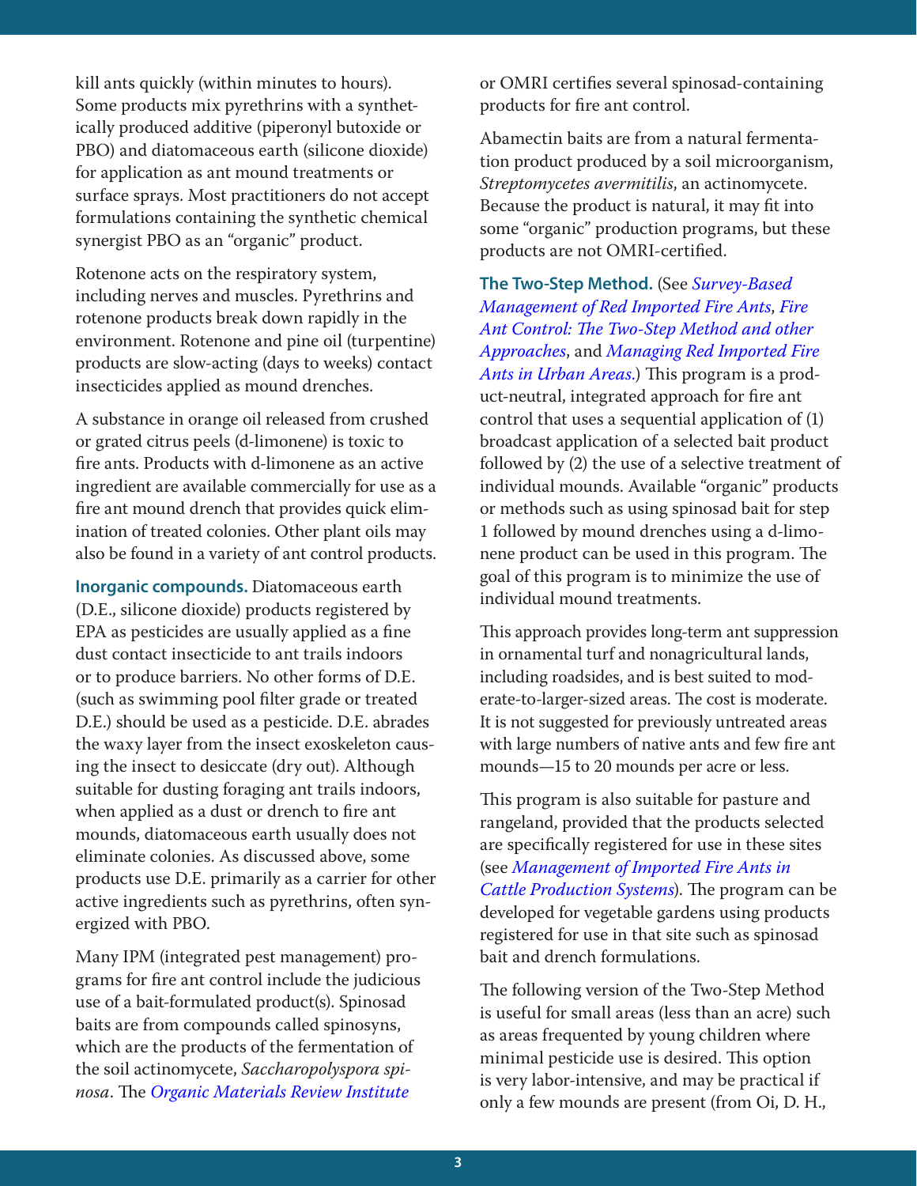kill ants quickly (within minutes to hours). Some products mix pyrethrins with a synthetically produced additive (piperonyl butoxide or PBO) and diatomaceous earth (silicone dioxide) for application as ant mound treatments or surface sprays. Most practitioners do not accept formulations containing the synthetic chemical synergist PBO as an "organic" product.

Rotenone acts on the respiratory system, including nerves and muscles. Pyrethrins and rotenone products break down rapidly in the environment. Rotenone and pine oil (turpentine) products are slow-acting (days to weeks) contact insecticides applied as mound drenches.

A substance in orange oil released from crushed or grated citrus peels (d-limonene) is toxic to fire ants. Products with d-limonene as an active ingredient are available commercially for use as a fire ant mound drench that provides quick elimination of treated colonies. Other plant oils may also be found in a variety of ant control products.

**Inorganic compounds.** Diatomaceous earth (D.E., silicone dioxide) products registered by EPA as pesticides are usually applied as a fine dust contact insecticide to ant trails indoors or to produce barriers. No other forms of D.E. (such as swimming pool filter grade or treated D.E.) should be used as a pesticide. D.E. abrades the waxy layer from the insect exoskeleton causing the insect to desiccate (dry out). Although suitable for dusting foraging ant trails indoors, when applied as a dust or drench to fire ant mounds, diatomaceous earth usually does not eliminate colonies. As discussed above, some products use D.E. primarily as a carrier for other active ingredients such as pyrethrins, often synergized with PBO.

Many IPM (integrated pest management) programs for fire ant control include the judicious use of a bait-formulated product(s). Spinosad baits are from compounds called spinosyns, which are the products of the fermentation of the soil actinomycete, *Saccharopolyspora spinosa*. The *Organic Materials Review Institute* or OMRI certifies several spinosad-containing products for fire ant control.

Abamectin baits are from a natural fermentation product produced by a soil microorganism, *Streptomycetes avermitilis*, an actinomycete. Because the product is natural, it may fit into some "organic" production programs, but these products are not OMRI-certified.

**The Two-Step Method.** (See *Survey-Based Management of Red Imported Fire Ants*, *Fire Ant Control: The Two-Step Method and other Approaches*, and *Managing Red Imported Fire Ants in Urban Areas*.) This program is a product-neutral, integrated approach for fire ant control that uses a sequential application of (1) broadcast application of a selected bait product followed by (2) the use of a selective treatment of individual mounds. Available "organic" products or methods such as using spinosad bait for step 1 followed by mound drenches using a d-limonene product can be used in this program. The goal of this program is to minimize the use of individual mound treatments.

This approach provides long-term ant suppression in ornamental turf and nonagricultural lands, including roadsides, and is best suited to moderate-to-larger-sized areas. The cost is moderate. It is not suggested for previously untreated areas with large numbers of native ants and few fire ant mounds—15 to 20 mounds per acre or less.

This program is also suitable for pasture and rangeland, provided that the products selected are specifically registered for use in these sites (see *Management of Imported Fire Ants in Cattle Production Systems*). The program can be developed for vegetable gardens using products registered for use in that site such as spinosad bait and drench formulations.

The following version of the Two-Step Method is useful for small areas (less than an acre) such as areas frequented by young children where minimal pesticide use is desired. This option is very labor-intensive, and may be practical if only a few mounds are present (from Oi, D. H.,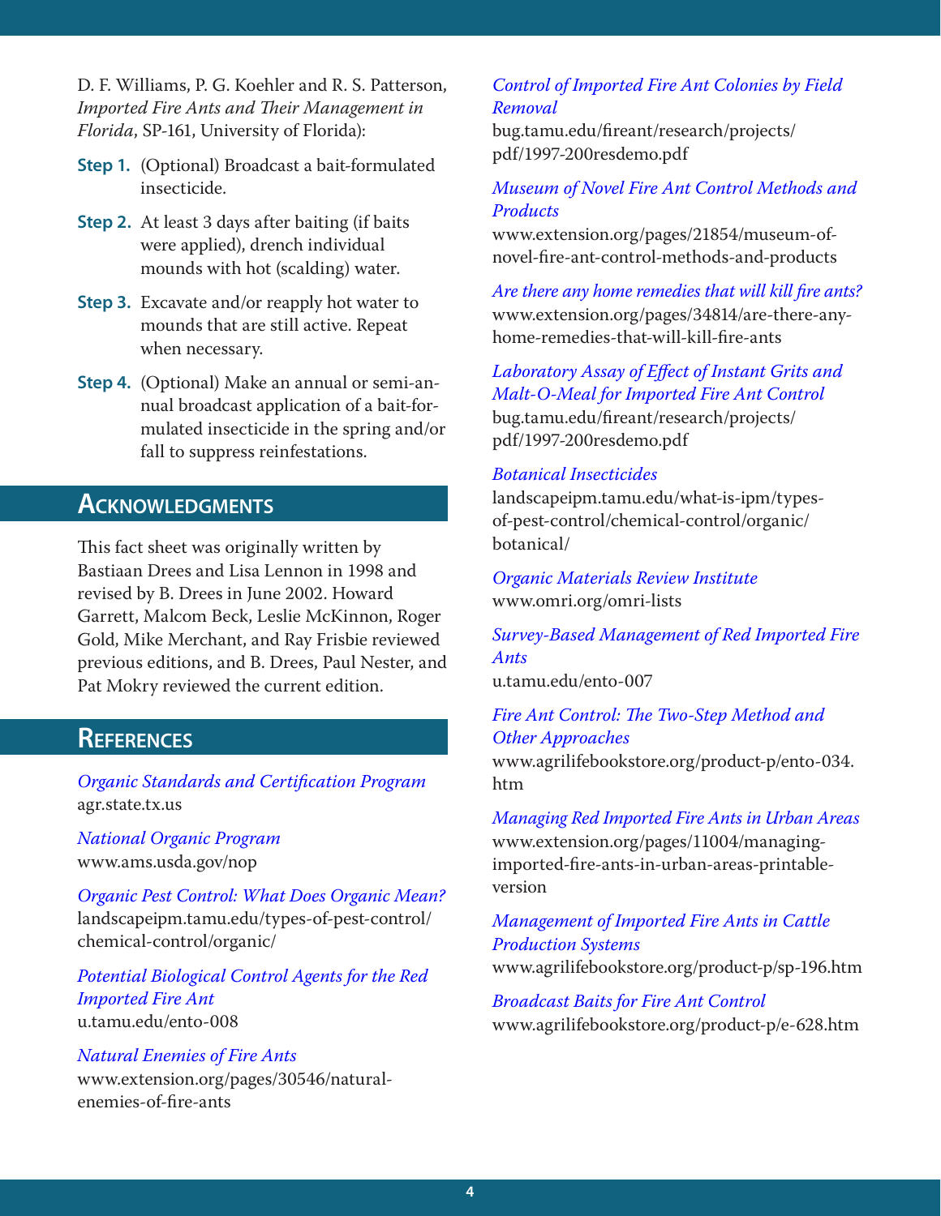D. F. Williams, P. G. Koehler and R. S. Patterson, *Imported Fire Ants and Their Management in Florida*, SP-161, University of Florida):

**Step 1.** (Optional) Broadcast a bait-formulated insecticide.

**Step 2.** At least 3 days after baiting (if baits were applied), drench individual mounds with hot (scalding) water.

**Step 3.** Excavate and/or reapply hot water to mounds that are still active. Repeat when necessary.

**Step 4.** (Optional) Make an annual or semi-annual broadcast application of a bait-formulated insecticide in the spring and/or fall to suppress reinfestations.

## Acknowledgments

This fact sheet was originally written by Bastiaan Drees and Lisa Lennon in 1998 and revised by B. Drees in June 2002. Howard Garrett, Malcom Beck, Leslie McKinnon, Roger Gold, Mike Merchant, and Ray Frisbie reviewed previous editions, and B. Drees, Paul Nester, and Pat Mokry reviewed the current edition.

## References

*Organic Standards and Certification Program*
agr.state.tx.us

*National Organic Program*
www.ams.usda.gov/nop

*Organic Pest Control: What Does Organic Mean?*
landscapeipm.tamu.edu/types-of-pest-control/chemical-control/organic/

*Potential Biological Control Agents for the Red Imported Fire Ant*
u.tamu.edu/ento-008

*Natural Enemies of Fire Ants*
www.extension.org/pages/30546/natural-enemies-of-fire-ants

*Control of Imported Fire Ant Colonies by Field Removal*
bug.tamu.edu/fireant/research/projects/pdf/1997-200resdemo.pdf

*Museum of Novel Fire Ant Control Methods and Products*
www.extension.org/pages/21854/museum-of-novel-fire-ant-control-methods-and-products

*Are there any home remedies that will kill fire ants?*
www.extension.org/pages/34814/are-there-any-home-remedies-that-will-kill-fire-ants

*Laboratory Assay of Effect of Instant Grits and Malt-O-Meal for Imported Fire Ant Control*
bug.tamu.edu/fireant/research/projects/pdf/1997-200resdemo.pdf

*Botanical Insecticides*
landscapeipm.tamu.edu/what-is-ipm/types-of-pest-control/chemical-control/organic/botanical/

*Organic Materials Review Institute*
www.omri.org/omri-lists

*Survey-Based Management of Red Imported Fire Ants*
u.tamu.edu/ento-007

*Fire Ant Control: The Two-Step Method and Other Approaches*
www.agrilifebookstore.org/product-p/ento-034.htm

*Managing Red Imported Fire Ants in Urban Areas*
www.extension.org/pages/11004/managing-imported-fire-ants-in-urban-areas-printable-version

*Management of Imported Fire Ants in Cattle Production Systems*
www.agrilifebookstore.org/product-p/sp-196.htm

*Broadcast Baits for Fire Ant Control*
www.agrilifebookstore.org/product-p/e-628.htm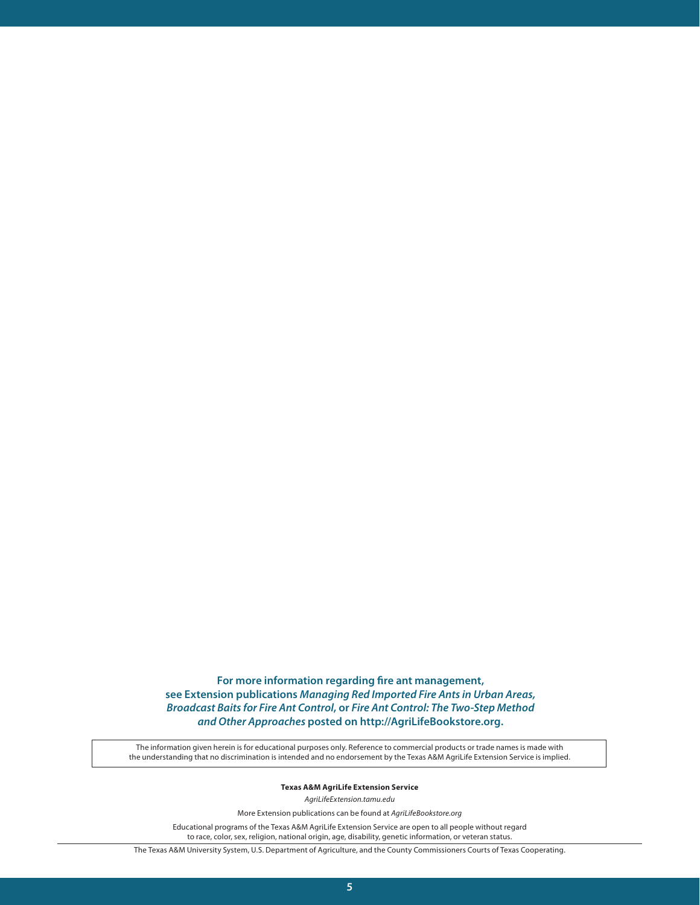**For more information regarding fire ant management, see Extension publications *Managing Red Imported Fire Ants in Urban Areas, Broadcast Baits for Fire Ant Control*, or *Fire Ant Control: The Two-Step Method and Other Approaches* posted on http://AgriLifeBookstore.org.**

The information given herein is for educational purposes only. Reference to commercial products or trade names is made with the understanding that no discrimination is intended and no endorsement by the Texas A&M AgriLife Extension Service is implied.

**Texas A&M AgriLife Extension Service**

*AgriLifeExtension.tamu.edu*

More Extension publications can be found at *AgriLifeBookstore.org*

Educational programs of the Texas A&M AgriLife Extension Service are open to all people without regard to race, color, sex, religion, national origin, age, disability, genetic information, or veteran status.

The Texas A&M University System, U.S. Department of Agriculture, and the County Commissioners Courts of Texas Cooperating.